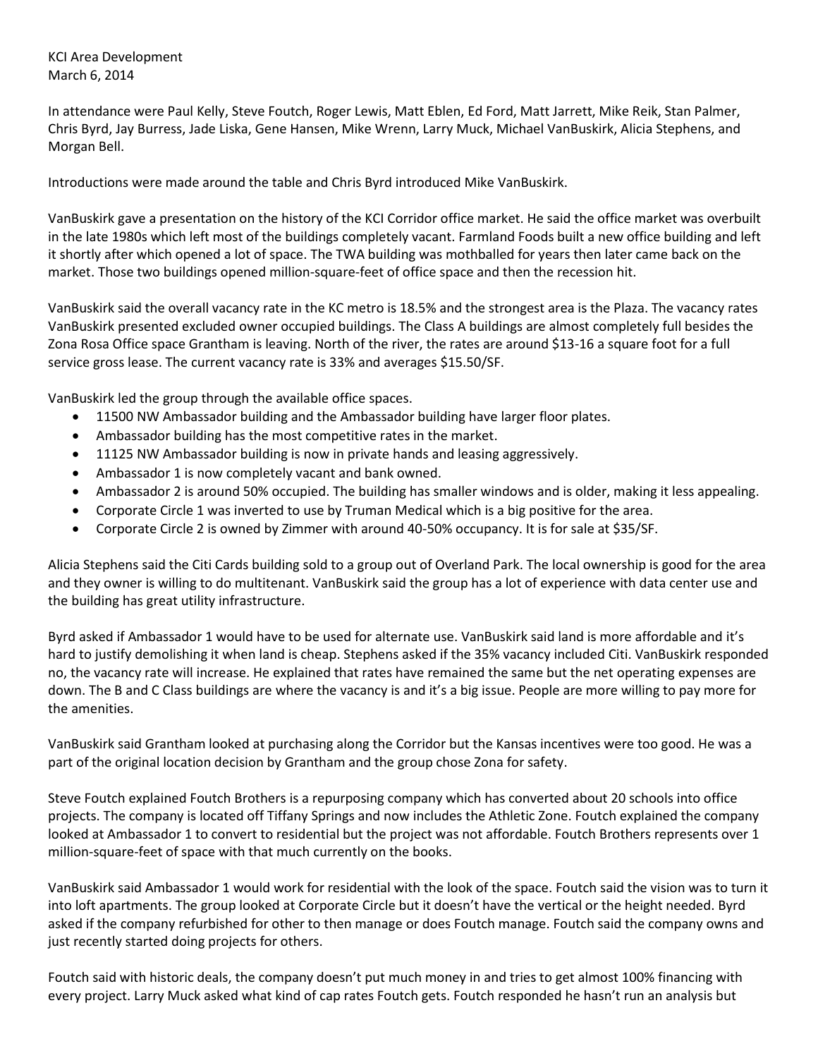KCI Area Development
March 6, 2014

In attendance were Paul Kelly, Steve Foutch, Roger Lewis, Matt Eblen, Ed Ford, Matt Jarrett, Mike Reik, Stan Palmer, Chris Byrd, Jay Burress, Jade Liska, Gene Hansen, Mike Wrenn, Larry Muck, Michael VanBuskirk, Alicia Stephens, and Morgan Bell.

Introductions were made around the table and Chris Byrd introduced Mike VanBuskirk.

VanBuskirk gave a presentation on the history of the KCI Corridor office market. He said the office market was overbuilt in the late 1980s which left most of the buildings completely vacant. Farmland Foods built a new office building and left it shortly after which opened a lot of space. The TWA building was mothballed for years then later came back on the market. Those two buildings opened million-square-feet of office space and then the recession hit.

VanBuskirk said the overall vacancy rate in the KC metro is 18.5% and the strongest area is the Plaza. The vacancy rates VanBuskirk presented excluded owner occupied buildings. The Class A buildings are almost completely full besides the Zona Rosa Office space Grantham is leaving. North of the river, the rates are around $13-16 a square foot for a full service gross lease. The current vacancy rate is 33% and averages $15.50/SF.

VanBuskirk led the group through the available office spaces.

- 11500 NW Ambassador building and the Ambassador building have larger floor plates.
- Ambassador building has the most competitive rates in the market.
- 11125 NW Ambassador building is now in private hands and leasing aggressively.
- Ambassador 1 is now completely vacant and bank owned.
- Ambassador 2 is around 50% occupied. The building has smaller windows and is older, making it less appealing.
- Corporate Circle 1 was inverted to use by Truman Medical which is a big positive for the area.
- Corporate Circle 2 is owned by Zimmer with around 40-50% occupancy. It is for sale at $35/SF.

Alicia Stephens said the Citi Cards building sold to a group out of Overland Park. The local ownership is good for the area and they owner is willing to do multitenant. VanBuskirk said the group has a lot of experience with data center use and the building has great utility infrastructure.

Byrd asked if Ambassador 1 would have to be used for alternate use. VanBuskirk said land is more affordable and it's hard to justify demolishing it when land is cheap. Stephens asked if the 35% vacancy included Citi. VanBuskirk responded no, the vacancy rate will increase. He explained that rates have remained the same but the net operating expenses are down. The B and C Class buildings are where the vacancy is and it's a big issue. People are more willing to pay more for the amenities.

VanBuskirk said Grantham looked at purchasing along the Corridor but the Kansas incentives were too good. He was a part of the original location decision by Grantham and the group chose Zona for safety.

Steve Foutch explained Foutch Brothers is a repurposing company which has converted about 20 schools into office projects. The company is located off Tiffany Springs and now includes the Athletic Zone. Foutch explained the company looked at Ambassador 1 to convert to residential but the project was not affordable. Foutch Brothers represents over 1 million-square-feet of space with that much currently on the books.

VanBuskirk said Ambassador 1 would work for residential with the look of the space. Foutch said the vision was to turn it into loft apartments. The group looked at Corporate Circle but it doesn't have the vertical or the height needed. Byrd asked if the company refurbished for other to then manage or does Foutch manage. Foutch said the company owns and just recently started doing projects for others.

Foutch said with historic deals, the company doesn't put much money in and tries to get almost 100% financing with every project. Larry Muck asked what kind of cap rates Foutch gets. Foutch responded he hasn't run an analysis but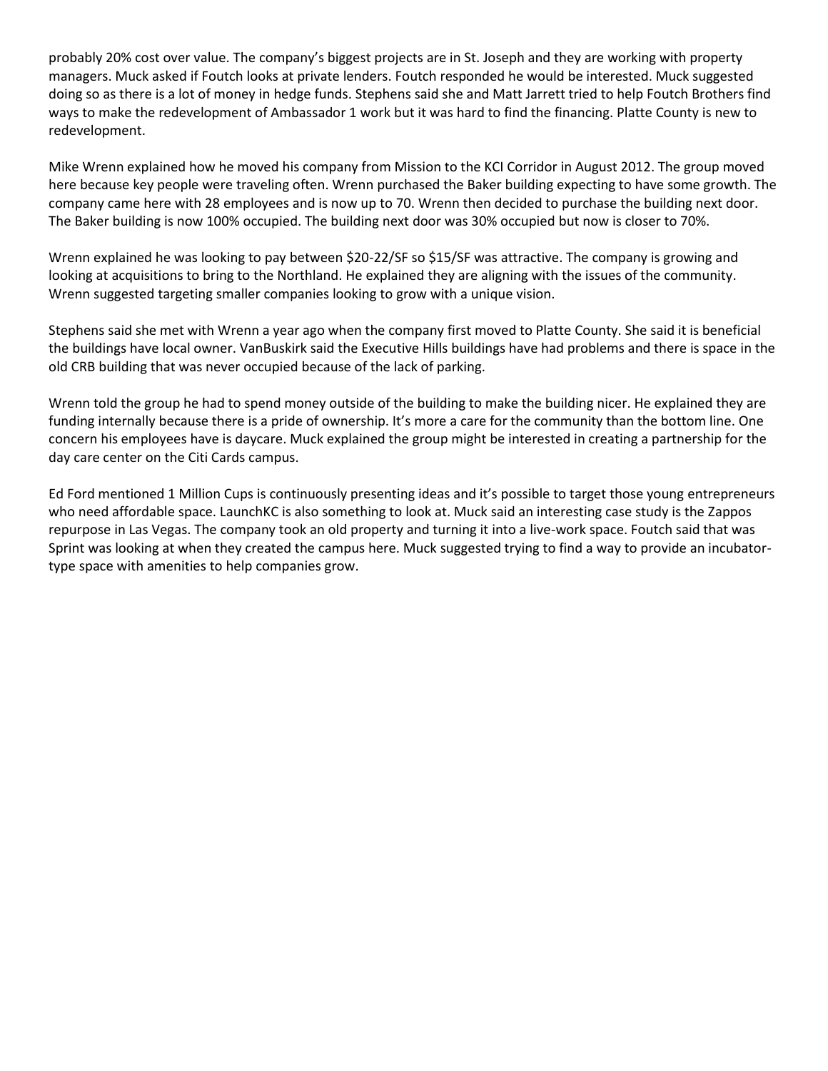probably 20% cost over value. The company's biggest projects are in St. Joseph and they are working with property managers. Muck asked if Foutch looks at private lenders. Foutch responded he would be interested. Muck suggested doing so as there is a lot of money in hedge funds. Stephens said she and Matt Jarrett tried to help Foutch Brothers find ways to make the redevelopment of Ambassador 1 work but it was hard to find the financing. Platte County is new to redevelopment.

Mike Wrenn explained how he moved his company from Mission to the KCI Corridor in August 2012. The group moved here because key people were traveling often. Wrenn purchased the Baker building expecting to have some growth. The company came here with 28 employees and is now up to 70. Wrenn then decided to purchase the building next door. The Baker building is now 100% occupied. The building next door was 30% occupied but now is closer to 70%.

Wrenn explained he was looking to pay between $20-22/SF so $15/SF was attractive. The company is growing and looking at acquisitions to bring to the Northland. He explained they are aligning with the issues of the community. Wrenn suggested targeting smaller companies looking to grow with a unique vision.

Stephens said she met with Wrenn a year ago when the company first moved to Platte County. She said it is beneficial the buildings have local owner. VanBuskirk said the Executive Hills buildings have had problems and there is space in the old CRB building that was never occupied because of the lack of parking.

Wrenn told the group he had to spend money outside of the building to make the building nicer. He explained they are funding internally because there is a pride of ownership. It's more a care for the community than the bottom line. One concern his employees have is daycare. Muck explained the group might be interested in creating a partnership for the day care center on the Citi Cards campus.

Ed Ford mentioned 1 Million Cups is continuously presenting ideas and it's possible to target those young entrepreneurs who need affordable space. LaunchKC is also something to look at. Muck said an interesting case study is the Zappos repurpose in Las Vegas. The company took an old property and turning it into a live-work space. Foutch said that was Sprint was looking at when they created the campus here. Muck suggested trying to find a way to provide an incubator-type space with amenities to help companies grow.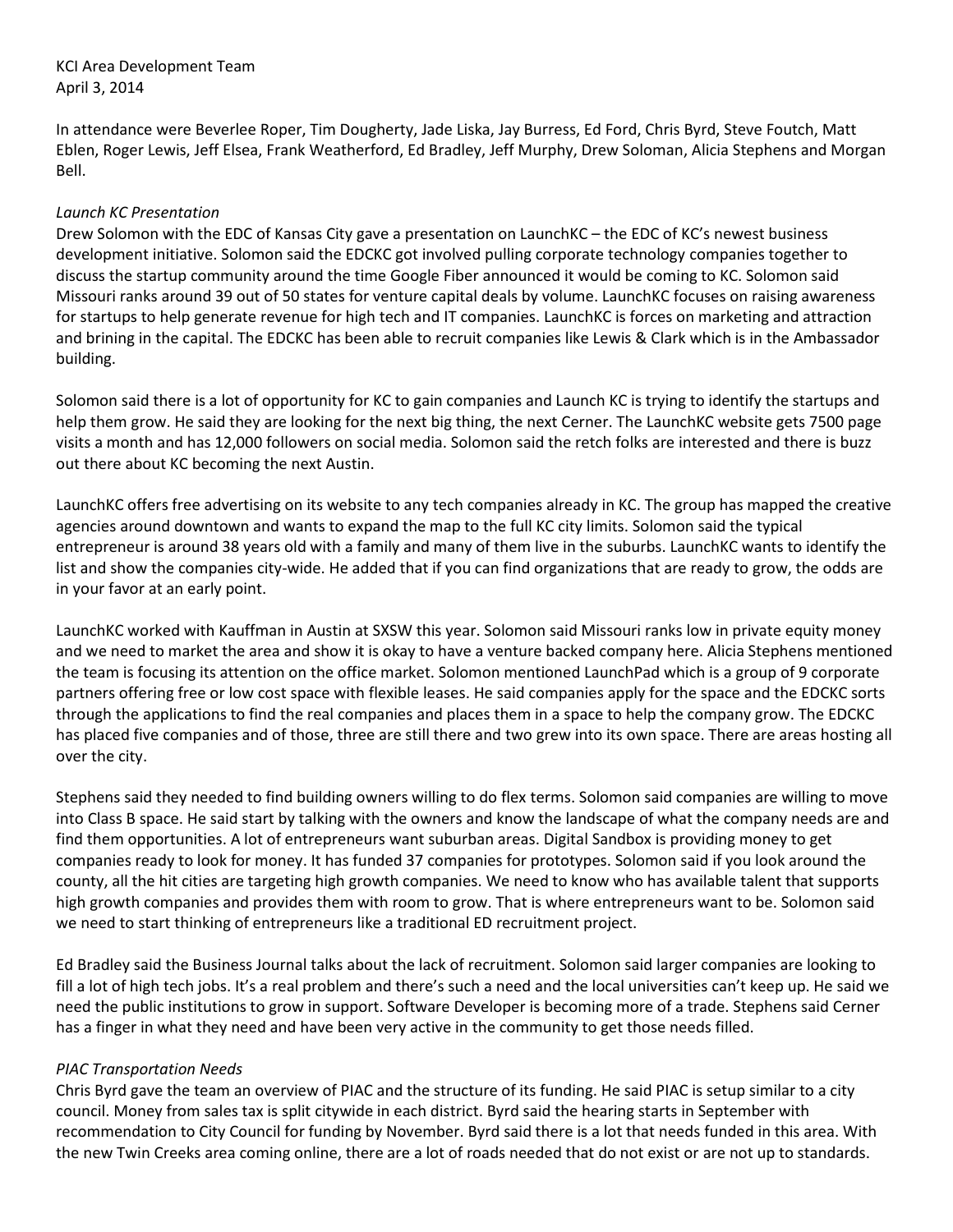KCI Area Development Team
April 3, 2014

In attendance were Beverlee Roper, Tim Dougherty, Jade Liska, Jay Burress, Ed Ford, Chris Byrd, Steve Foutch, Matt Eblen, Roger Lewis, Jeff Elsea, Frank Weatherford, Ed Bradley, Jeff Murphy, Drew Soloman, Alicia Stephens and Morgan Bell.

*Launch KC Presentation*

Drew Solomon with the EDC of Kansas City gave a presentation on LaunchKC – the EDC of KC's newest business development initiative. Solomon said the EDCKC got involved pulling corporate technology companies together to discuss the startup community around the time Google Fiber announced it would be coming to KC. Solomon said Missouri ranks around 39 out of 50 states for venture capital deals by volume. LaunchKC focuses on raising awareness for startups to help generate revenue for high tech and IT companies. LaunchKC is forces on marketing and attraction and brining in the capital. The EDCKC has been able to recruit companies like Lewis & Clark which is in the Ambassador building.

Solomon said there is a lot of opportunity for KC to gain companies and Launch KC is trying to identify the startups and help them grow. He said they are looking for the next big thing, the next Cerner. The LaunchKC website gets 7500 page visits a month and has 12,000 followers on social media. Solomon said the retch folks are interested and there is buzz out there about KC becoming the next Austin.

LaunchKC offers free advertising on its website to any tech companies already in KC. The group has mapped the creative agencies around downtown and wants to expand the map to the full KC city limits. Solomon said the typical entrepreneur is around 38 years old with a family and many of them live in the suburbs. LaunchKC wants to identify the list and show the companies city-wide. He added that if you can find organizations that are ready to grow, the odds are in your favor at an early point.

LaunchKC worked with Kauffman in Austin at SXSW this year. Solomon said Missouri ranks low in private equity money and we need to market the area and show it is okay to have a venture backed company here. Alicia Stephens mentioned the team is focusing its attention on the office market. Solomon mentioned LaunchPad which is a group of 9 corporate partners offering free or low cost space with flexible leases. He said companies apply for the space and the EDCKC sorts through the applications to find the real companies and places them in a space to help the company grow. The EDCKC has placed five companies and of those, three are still there and two grew into its own space. There are areas hosting all over the city.

Stephens said they needed to find building owners willing to do flex terms. Solomon said companies are willing to move into Class B space. He said start by talking with the owners and know the landscape of what the company needs are and find them opportunities. A lot of entrepreneurs want suburban areas. Digital Sandbox is providing money to get companies ready to look for money. It has funded 37 companies for prototypes. Solomon said if you look around the county, all the hit cities are targeting high growth companies. We need to know who has available talent that supports high growth companies and provides them with room to grow. That is where entrepreneurs want to be. Solomon said we need to start thinking of entrepreneurs like a traditional ED recruitment project.

Ed Bradley said the Business Journal talks about the lack of recruitment. Solomon said larger companies are looking to fill a lot of high tech jobs. It's a real problem and there's such a need and the local universities can't keep up. He said we need the public institutions to grow in support. Software Developer is becoming more of a trade. Stephens said Cerner has a finger in what they need and have been very active in the community to get those needs filled.

*PIAC Transportation Needs*

Chris Byrd gave the team an overview of PIAC and the structure of its funding. He said PIAC is setup similar to a city council. Money from sales tax is split citywide in each district. Byrd said the hearing starts in September with recommendation to City Council for funding by November. Byrd said there is a lot that needs funded in this area. With the new Twin Creeks area coming online, there are a lot of roads needed that do not exist or are not up to standards.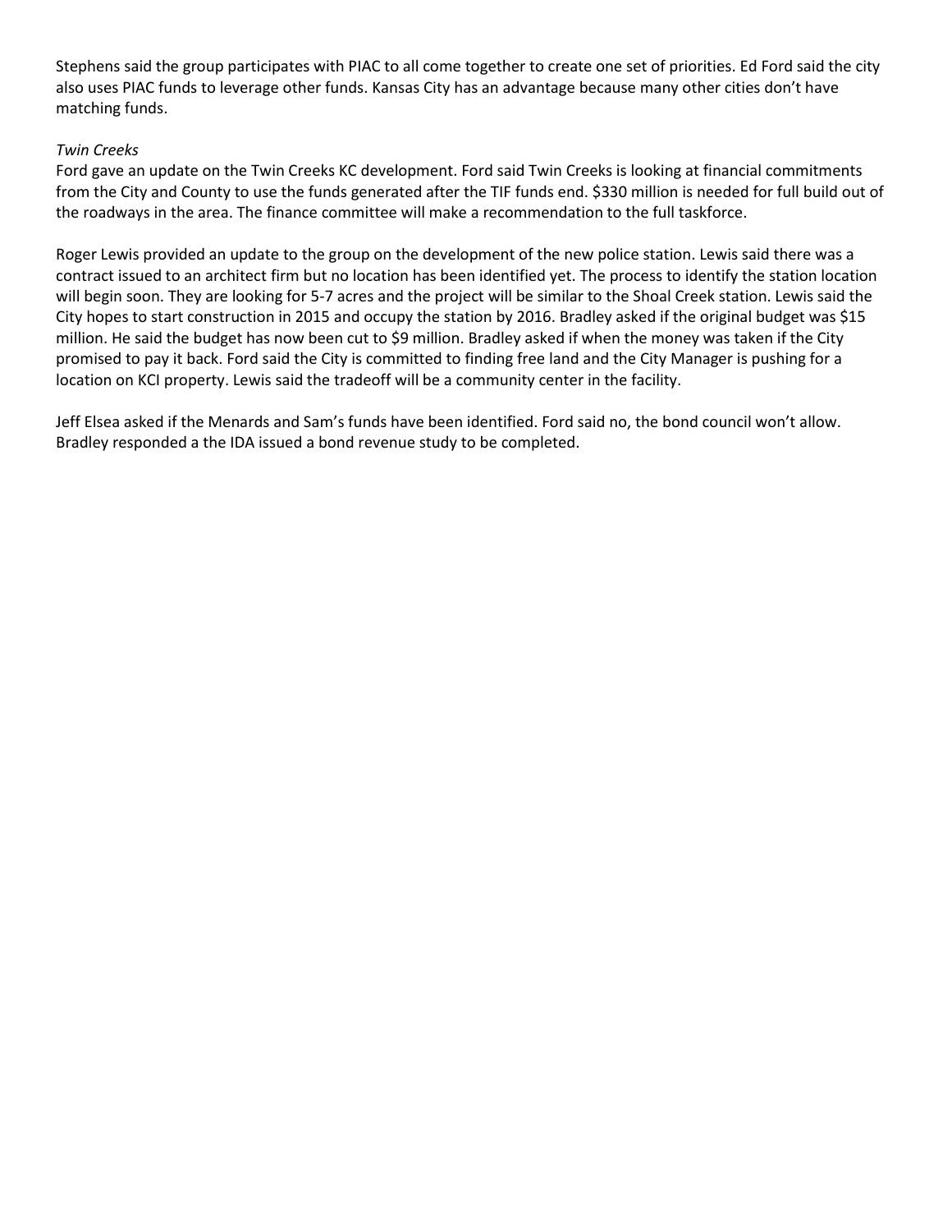Stephens said the group participates with PIAC to all come together to create one set of priorities. Ed Ford said the city also uses PIAC funds to leverage other funds. Kansas City has an advantage because many other cities don't have matching funds.

*Twin Creeks*

Ford gave an update on the Twin Creeks KC development. Ford said Twin Creeks is looking at financial commitments from the City and County to use the funds generated after the TIF funds end. $330 million is needed for full build out of the roadways in the area. The finance committee will make a recommendation to the full taskforce.

Roger Lewis provided an update to the group on the development of the new police station. Lewis said there was a contract issued to an architect firm but no location has been identified yet. The process to identify the station location will begin soon. They are looking for 5-7 acres and the project will be similar to the Shoal Creek station. Lewis said the City hopes to start construction in 2015 and occupy the station by 2016. Bradley asked if the original budget was $15 million. He said the budget has now been cut to $9 million. Bradley asked if when the money was taken if the City promised to pay it back. Ford said the City is committed to finding free land and the City Manager is pushing for a location on KCI property. Lewis said the tradeoff will be a community center in the facility.

Jeff Elsea asked if the Menards and Sam's funds have been identified. Ford said no, the bond council won't allow. Bradley responded a the IDA issued a bond revenue study to be completed.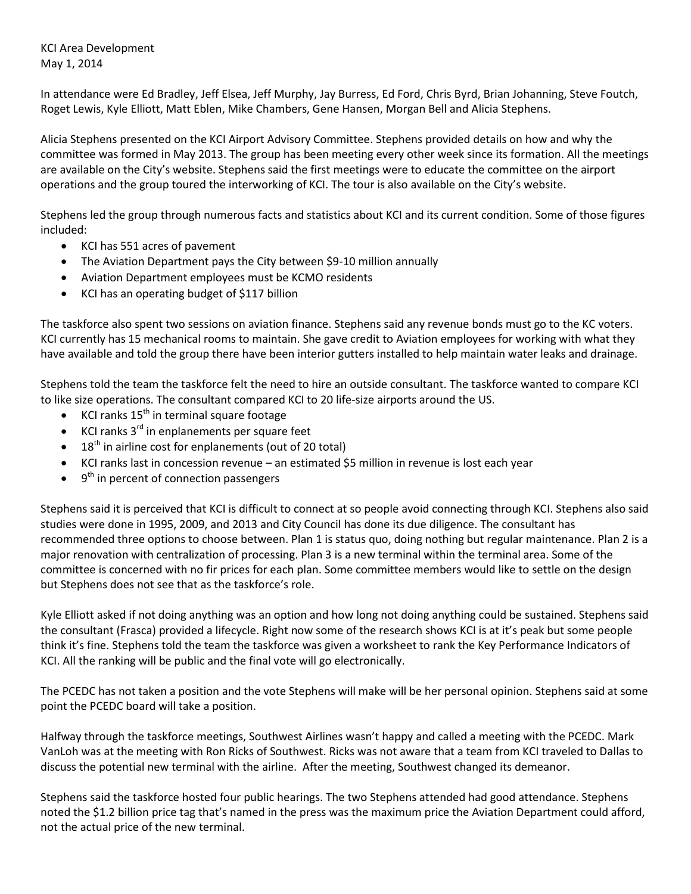KCI Area Development
May 1, 2014

In attendance were Ed Bradley, Jeff Elsea, Jeff Murphy, Jay Burress, Ed Ford, Chris Byrd, Brian Johanning, Steve Foutch, Roget Lewis, Kyle Elliott, Matt Eblen, Mike Chambers, Gene Hansen, Morgan Bell and Alicia Stephens.

Alicia Stephens presented on the KCI Airport Advisory Committee. Stephens provided details on how and why the committee was formed in May 2013. The group has been meeting every other week since its formation. All the meetings are available on the City's website. Stephens said the first meetings were to educate the committee on the airport operations and the group toured the interworking of KCI. The tour is also available on the City's website.

Stephens led the group through numerous facts and statistics about KCI and its current condition. Some of those figures included:

- KCI has 551 acres of pavement
- The Aviation Department pays the City between $9-10 million annually
- Aviation Department employees must be KCMO residents
- KCI has an operating budget of $117 billion

The taskforce also spent two sessions on aviation finance. Stephens said any revenue bonds must go to the KC voters. KCI currently has 15 mechanical rooms to maintain. She gave credit to Aviation employees for working with what they have available and told the group there have been interior gutters installed to help maintain water leaks and drainage.

Stephens told the team the taskforce felt the need to hire an outside consultant. The taskforce wanted to compare KCI to like size operations. The consultant compared KCI to 20 life-size airports around the US.

- KCI ranks 15th in terminal square footage
- KCI ranks 3rd in enplanements per square feet
- 18th in airline cost for enplanements (out of 20 total)
- KCI ranks last in concession revenue – an estimated $5 million in revenue is lost each year
- 9th in percent of connection passengers

Stephens said it is perceived that KCI is difficult to connect at so people avoid connecting through KCI. Stephens also said studies were done in 1995, 2009, and 2013 and City Council has done its due diligence. The consultant has recommended three options to choose between. Plan 1 is status quo, doing nothing but regular maintenance. Plan 2 is a major renovation with centralization of processing. Plan 3 is a new terminal within the terminal area. Some of the committee is concerned with no fir prices for each plan. Some committee members would like to settle on the design but Stephens does not see that as the taskforce's role.

Kyle Elliott asked if not doing anything was an option and how long not doing anything could be sustained. Stephens said the consultant (Frasca) provided a lifecycle. Right now some of the research shows KCI is at it's peak but some people think it's fine. Stephens told the team the taskforce was given a worksheet to rank the Key Performance Indicators of KCI. All the ranking will be public and the final vote will go electronically.

The PCEDC has not taken a position and the vote Stephens will make will be her personal opinion. Stephens said at some point the PCEDC board will take a position.

Halfway through the taskforce meetings, Southwest Airlines wasn't happy and called a meeting with the PCEDC. Mark VanLoh was at the meeting with Ron Ricks of Southwest. Ricks was not aware that a team from KCI traveled to Dallas to discuss the potential new terminal with the airline. After the meeting, Southwest changed its demeanor.

Stephens said the taskforce hosted four public hearings. The two Stephens attended had good attendance. Stephens noted the $1.2 billion price tag that's named in the press was the maximum price the Aviation Department could afford, not the actual price of the new terminal.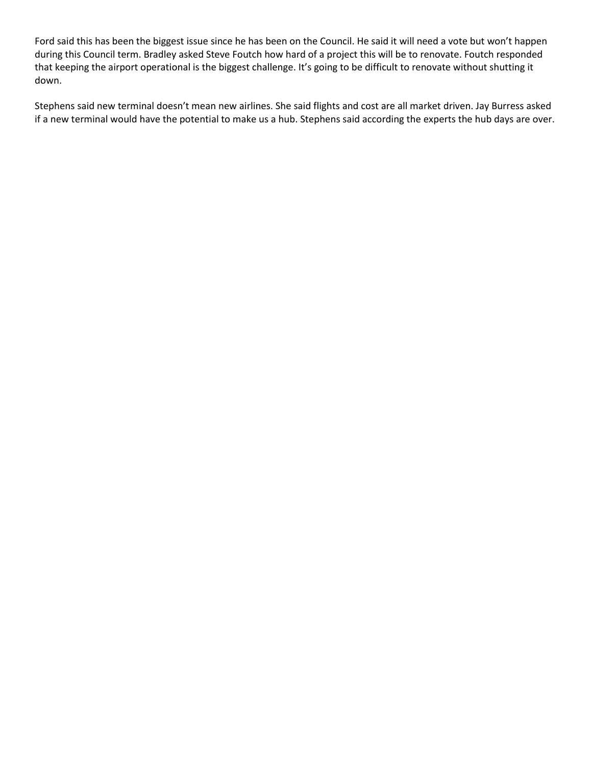Ford said this has been the biggest issue since he has been on the Council. He said it will need a vote but won't happen during this Council term. Bradley asked Steve Foutch how hard of a project this will be to renovate. Foutch responded that keeping the airport operational is the biggest challenge. It's going to be difficult to renovate without shutting it down.

Stephens said new terminal doesn't mean new airlines. She said flights and cost are all market driven. Jay Burress asked if a new terminal would have the potential to make us a hub. Stephens said according the experts the hub days are over.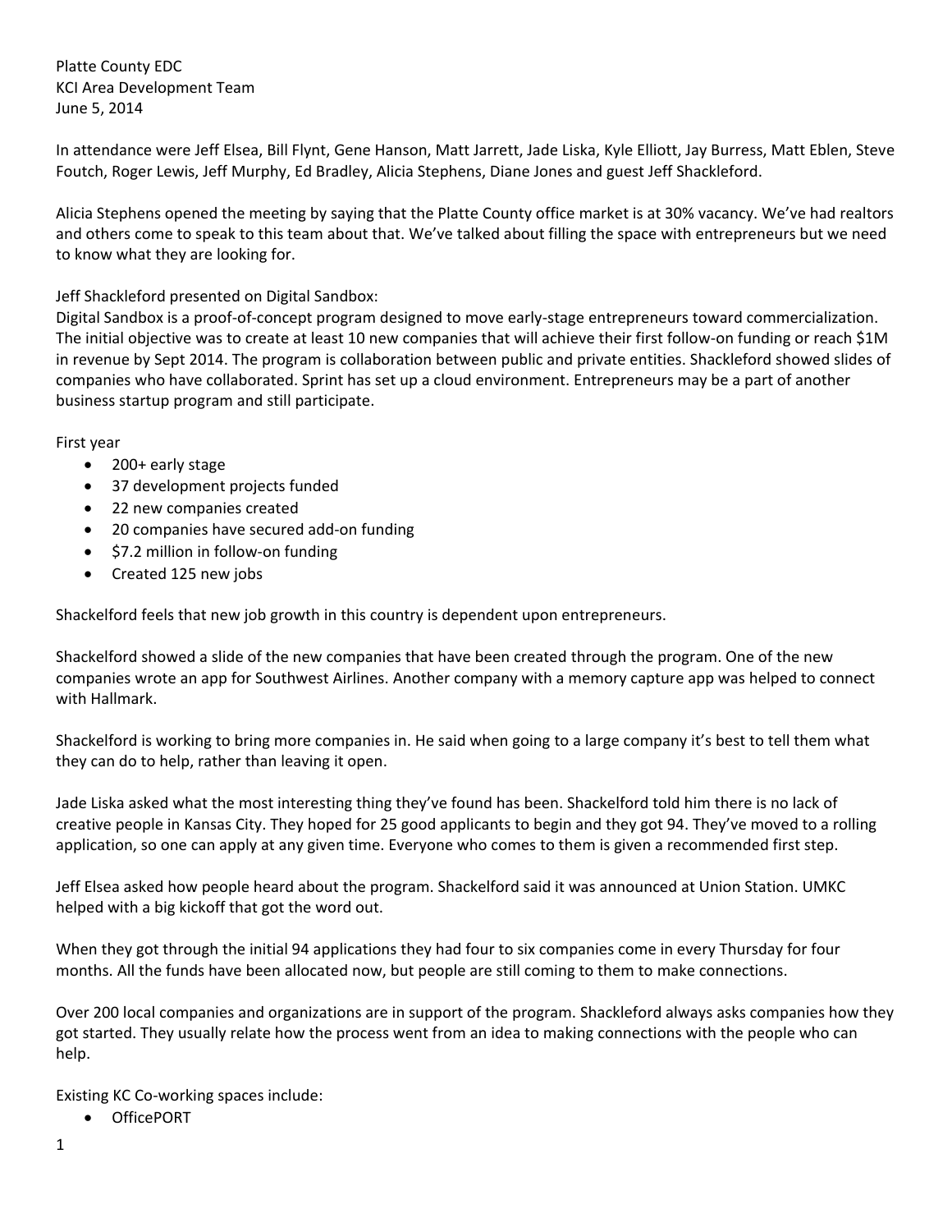Platte County EDC
KCI Area Development Team
June 5, 2014

In attendance were Jeff Elsea, Bill Flynt, Gene Hanson, Matt Jarrett, Jade Liska, Kyle Elliott, Jay Burress, Matt Eblen, Steve Foutch, Roger Lewis, Jeff Murphy, Ed Bradley, Alicia Stephens, Diane Jones and guest Jeff Shackleford.

Alicia Stephens opened the meeting by saying that the Platte County office market is at 30% vacancy. We've had realtors and others come to speak to this team about that. We've talked about filling the space with entrepreneurs but we need to know what they are looking for.

Jeff Shackleford presented on Digital Sandbox:
Digital Sandbox is a proof-of-concept program designed to move early-stage entrepreneurs toward commercialization. The initial objective was to create at least 10 new companies that will achieve their first follow-on funding or reach $1M in revenue by Sept 2014. The program is collaboration between public and private entities. Shackleford showed slides of companies who have collaborated. Sprint has set up a cloud environment. Entrepreneurs may be a part of another business startup program and still participate.

First year

- 200+ early stage
- 37 development projects funded
- 22 new companies created
- 20 companies have secured add-on funding
- $7.2 million in follow-on funding
- Created 125 new jobs

Shackelford feels that new job growth in this country is dependent upon entrepreneurs.

Shackelford showed a slide of the new companies that have been created through the program. One of the new companies wrote an app for Southwest Airlines. Another company with a memory capture app was helped to connect with Hallmark.

Shackelford is working to bring more companies in. He said when going to a large company it's best to tell them what they can do to help, rather than leaving it open.

Jade Liska asked what the most interesting thing they've found has been. Shackelford told him there is no lack of creative people in Kansas City. They hoped for 25 good applicants to begin and they got 94. They've moved to a rolling application, so one can apply at any given time. Everyone who comes to them is given a recommended first step.

Jeff Elsea asked how people heard about the program. Shackelford said it was announced at Union Station. UMKC helped with a big kickoff that got the word out.

When they got through the initial 94 applications they had four to six companies come in every Thursday for four months. All the funds have been allocated now, but people are still coming to them to make connections.

Over 200 local companies and organizations are in support of the program. Shackelford always asks companies how they got started. They usually relate how the process went from an idea to making connections with the people who can help.

Existing KC Co-working spaces include:

- OfficePORT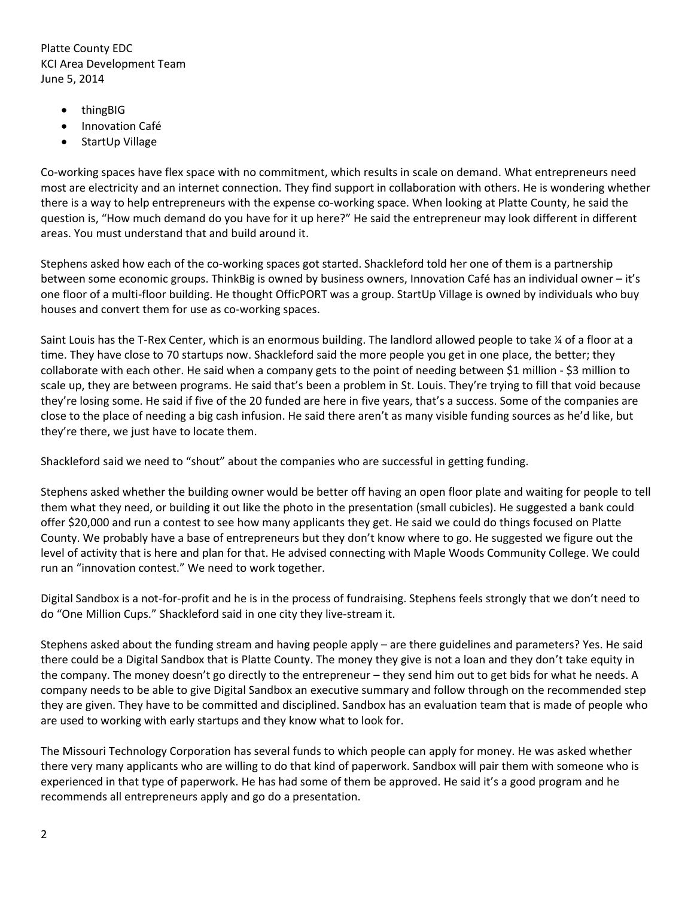Platte County EDC
KCI Area Development Team
June 5, 2014

- thingBIG
- Innovation Café
- StartUp Village

Co-working spaces have flex space with no commitment, which results in scale on demand. What entrepreneurs need most are electricity and an internet connection. They find support in collaboration with others. He is wondering whether there is a way to help entrepreneurs with the expense co-working space. When looking at Platte County, he said the question is, "How much demand do you have for it up here?" He said the entrepreneur may look different in different areas. You must understand that and build around it.

Stephens asked how each of the co-working spaces got started. Shackleford told her one of them is a partnership between some economic groups. ThinkBig is owned by business owners, Innovation Café has an individual owner – it's one floor of a multi-floor building. He thought OfficPORT was a group. StartUp Village is owned by individuals who buy houses and convert them for use as co-working spaces.

Saint Louis has the T-Rex Center, which is an enormous building. The landlord allowed people to take ¼ of a floor at a time. They have close to 70 startups now. Shackleford said the more people you get in one place, the better; they collaborate with each other. He said when a company gets to the point of needing between $1 million - $3 million to scale up, they are between programs. He said that's been a problem in St. Louis. They're trying to fill that void because they're losing some. He said if five of the 20 funded are here in five years, that's a success. Some of the companies are close to the place of needing a big cash infusion. He said there aren't as many visible funding sources as he'd like, but they're there, we just have to locate them.

Shackleford said we need to "shout" about the companies who are successful in getting funding.

Stephens asked whether the building owner would be better off having an open floor plate and waiting for people to tell them what they need, or building it out like the photo in the presentation (small cubicles). He suggested a bank could offer $20,000 and run a contest to see how many applicants they get. He said we could do things focused on Platte County. We probably have a base of entrepreneurs but they don't know where to go. He suggested we figure out the level of activity that is here and plan for that. He advised connecting with Maple Woods Community College. We could run an "innovation contest." We need to work together.

Digital Sandbox is a not-for-profit and he is in the process of fundraising. Stephens feels strongly that we don't need to do "One Million Cups." Shackleford said in one city they live-stream it.

Stephens asked about the funding stream and having people apply – are there guidelines and parameters? Yes. He said there could be a Digital Sandbox that is Platte County. The money they give is not a loan and they don't take equity in the company. The money doesn't go directly to the entrepreneur – they send him out to get bids for what he needs. A company needs to be able to give Digital Sandbox an executive summary and follow through on the recommended step they are given. They have to be committed and disciplined. Sandbox has an evaluation team that is made of people who are used to working with early startups and they know what to look for.

The Missouri Technology Corporation has several funds to which people can apply for money. He was asked whether there very many applicants who are willing to do that kind of paperwork. Sandbox will pair them with someone who is experienced in that type of paperwork. He has had some of them be approved. He said it's a good program and he recommends all entrepreneurs apply and go do a presentation.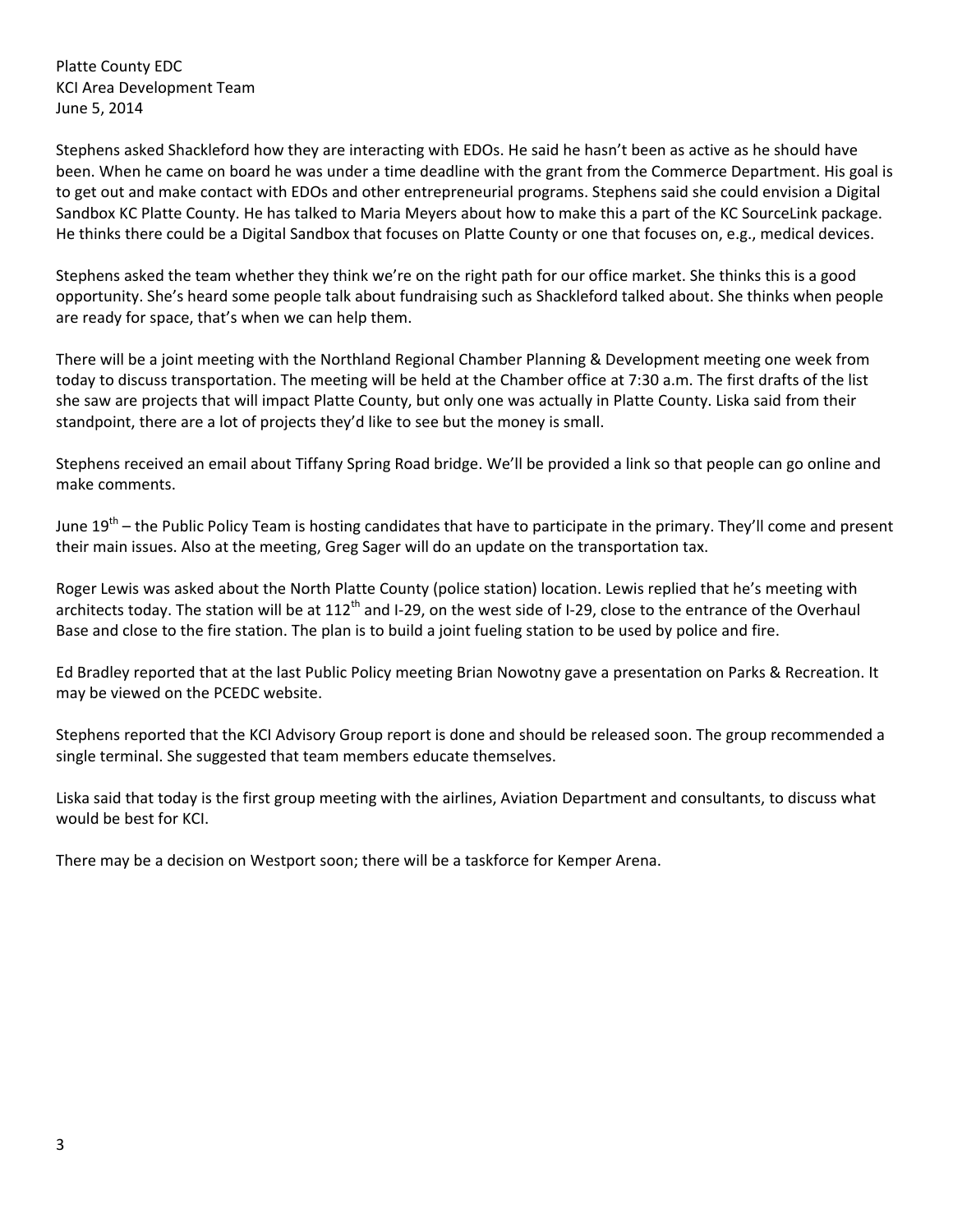Platte County EDC
KCI Area Development Team
June 5, 2014

Stephens asked Shackleford how they are interacting with EDOs. He said he hasn't been as active as he should have been. When he came on board he was under a time deadline with the grant from the Commerce Department. His goal is to get out and make contact with EDOs and other entrepreneurial programs. Stephens said she could envision a Digital Sandbox KC Platte County. He has talked to Maria Meyers about how to make this a part of the KC SourceLink package. He thinks there could be a Digital Sandbox that focuses on Platte County or one that focuses on, e.g., medical devices.

Stephens asked the team whether they think we're on the right path for our office market. She thinks this is a good opportunity. She's heard some people talk about fundraising such as Shackleford talked about. She thinks when people are ready for space, that's when we can help them.

There will be a joint meeting with the Northland Regional Chamber Planning & Development meeting one week from today to discuss transportation. The meeting will be held at the Chamber office at 7:30 a.m. The first drafts of the list she saw are projects that will impact Platte County, but only one was actually in Platte County. Liska said from their standpoint, there are a lot of projects they'd like to see but the money is small.

Stephens received an email about Tiffany Spring Road bridge. We'll be provided a link so that people can go online and make comments.

June 19th – the Public Policy Team is hosting candidates that have to participate in the primary. They'll come and present their main issues. Also at the meeting, Greg Sager will do an update on the transportation tax.

Roger Lewis was asked about the North Platte County (police station) location. Lewis replied that he's meeting with architects today. The station will be at 112th and I-29, on the west side of I-29, close to the entrance of the Overhaul Base and close to the fire station. The plan is to build a joint fueling station to be used by police and fire.

Ed Bradley reported that at the last Public Policy meeting Brian Nowotny gave a presentation on Parks & Recreation. It may be viewed on the PCEDC website.

Stephens reported that the KCI Advisory Group report is done and should be released soon. The group recommended a single terminal. She suggested that team members educate themselves.

Liska said that today is the first group meeting with the airlines, Aviation Department and consultants, to discuss what would be best for KCI.

There may be a decision on Westport soon; there will be a taskforce for Kemper Arena.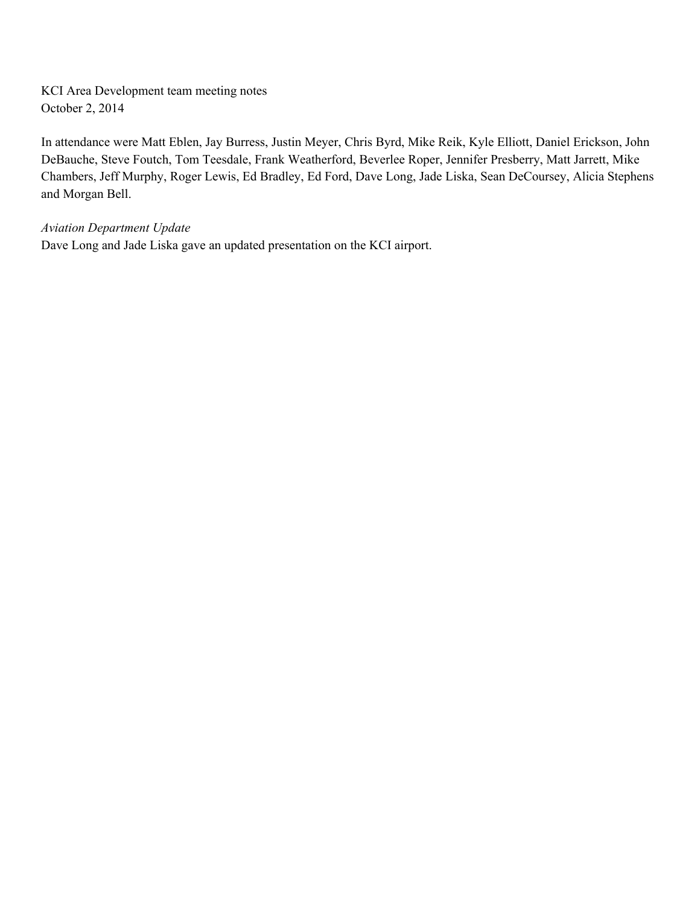KCI Area Development team meeting notes
October 2, 2014

In attendance were Matt Eblen, Jay Burress, Justin Meyer, Chris Byrd, Mike Reik, Kyle Elliott, Daniel Erickson, John DeBauche, Steve Foutch, Tom Teesdale, Frank Weatherford, Beverlee Roper, Jennifer Presberry, Matt Jarrett, Mike Chambers, Jeff Murphy, Roger Lewis, Ed Bradley, Ed Ford, Dave Long, Jade Liska, Sean DeCoursey, Alicia Stephens and Morgan Bell.

*Aviation Department Update*
Dave Long and Jade Liska gave an updated presentation on the KCI airport.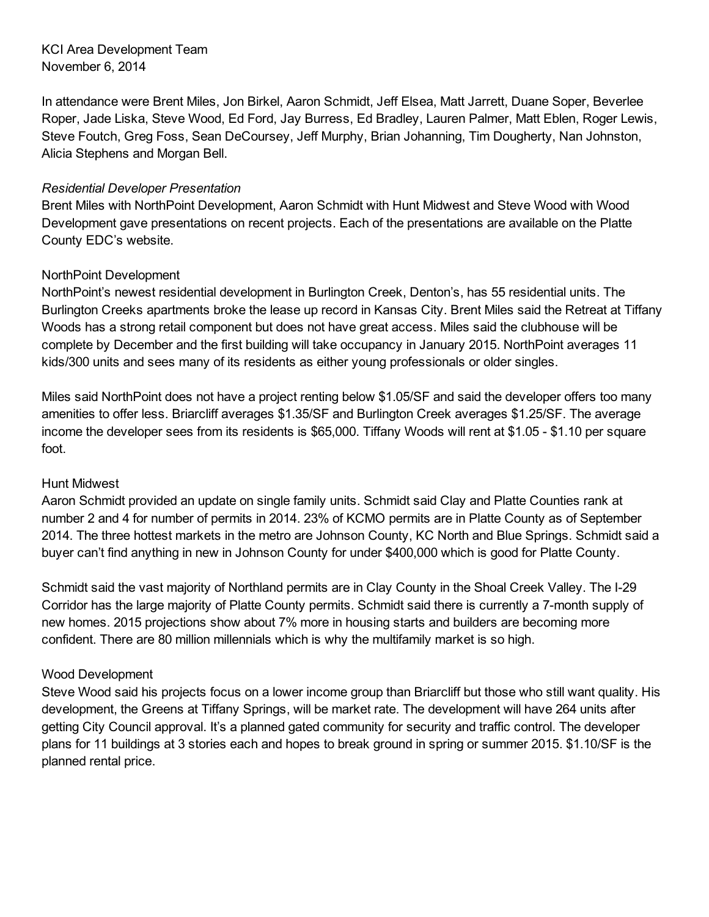KCI Area Development Team
November 6, 2014

In attendance were Brent Miles, Jon Birkel, Aaron Schmidt, Jeff Elsea, Matt Jarrett, Duane Soper, Beverlee Roper, Jade Liska, Steve Wood, Ed Ford, Jay Burress, Ed Bradley, Lauren Palmer, Matt Eblen, Roger Lewis, Steve Foutch, Greg Foss, Sean DeCoursey, Jeff Murphy, Brian Johanning, Tim Dougherty, Nan Johnston, Alicia Stephens and Morgan Bell.

*Residential Developer Presentation*

Brent Miles with NorthPoint Development, Aaron Schmidt with Hunt Midwest and Steve Wood with Wood Development gave presentations on recent projects. Each of the presentations are available on the Platte County EDC's website.

NorthPoint Development

NorthPoint's newest residential development in Burlington Creek, Denton's, has 55 residential units. The Burlington Creeks apartments broke the lease up record in Kansas City. Brent Miles said the Retreat at Tiffany Woods has a strong retail component but does not have great access. Miles said the clubhouse will be complete by December and the first building will take occupancy in January 2015. NorthPoint averages 11 kids/300 units and sees many of its residents as either young professionals or older singles.

Miles said NorthPoint does not have a project renting below $1.05/SF and said the developer offers too many amenities to offer less. Briarcliff averages $1.35/SF and Burlington Creek averages $1.25/SF. The average income the developer sees from its residents is $65,000. Tiffany Woods will rent at $1.05 - $1.10 per square foot.

Hunt Midwest

Aaron Schmidt provided an update on single family units. Schmidt said Clay and Platte Counties rank at number 2 and 4 for number of permits in 2014. 23% of KCMO permits are in Platte County as of September 2014. The three hottest markets in the metro are Johnson County, KC North and Blue Springs. Schmidt said a buyer can't find anything in new in Johnson County for under $400,000 which is good for Platte County.

Schmidt said the vast majority of Northland permits are in Clay County in the Shoal Creek Valley. The I-29 Corridor has the large majority of Platte County permits. Schmidt said there is currently a 7-month supply of new homes. 2015 projections show about 7% more in housing starts and builders are becoming more confident. There are 80 million millennials which is why the multifamily market is so high.

Wood Development

Steve Wood said his projects focus on a lower income group than Briarcliff but those who still want quality. His development, the Greens at Tiffany Springs, will be market rate. The development will have 264 units after getting City Council approval. It's a planned gated community for security and traffic control. The developer plans for 11 buildings at 3 stories each and hopes to break ground in spring or summer 2015. $1.10/SF is the planned rental price.